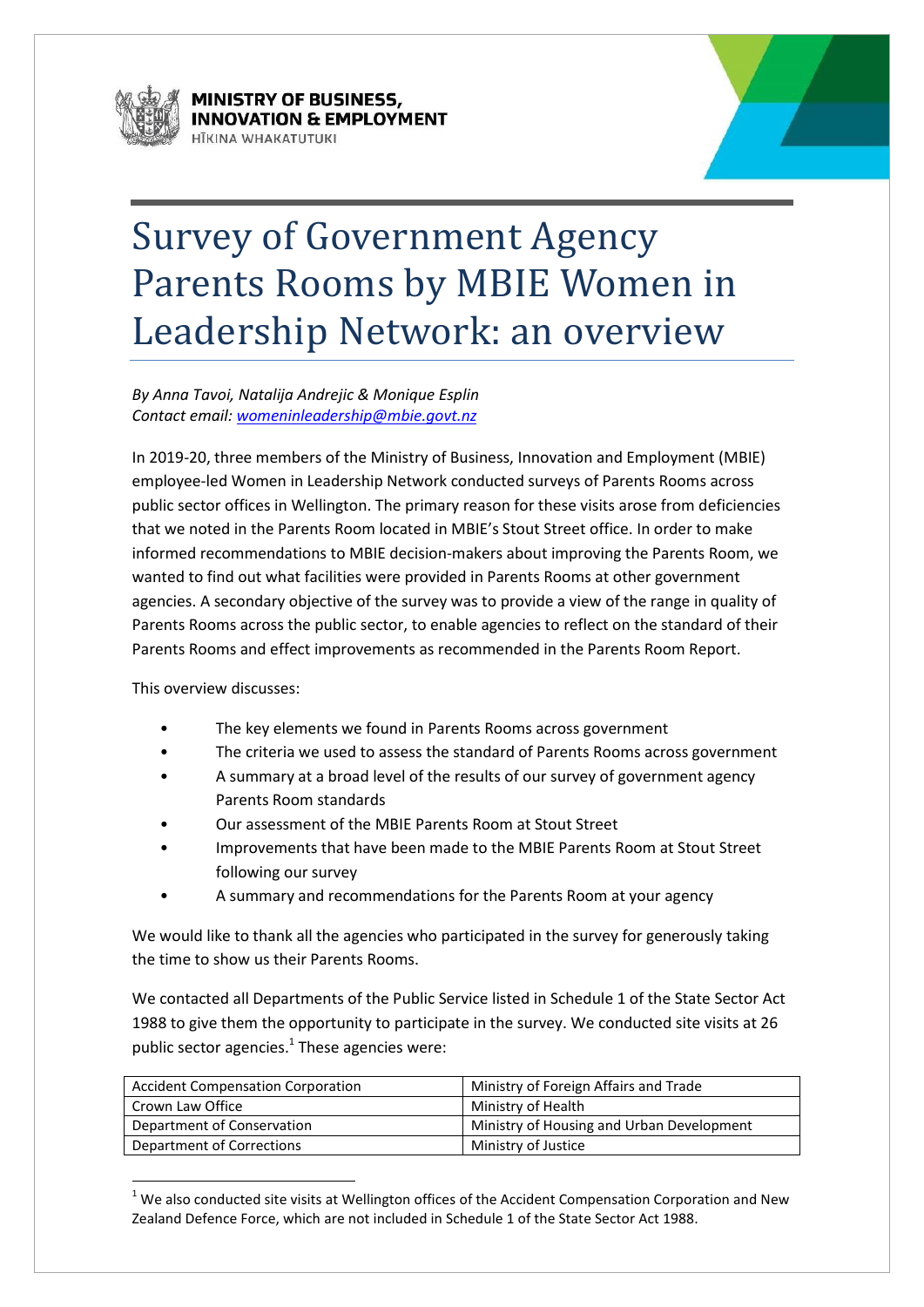MINISTRY OF BUSINESS, INNOVATION & EMPLOYMENT
HĪKINA WHAKATUTUKI

# Survey of Government Agency Parents Rooms by MBIE Women in Leadership Network: an overview

*By Anna Tavoi, Natalija Andrejic & Monique Esplin*
*Contact email: womeninleadership@mbie.govt.nz*

In 2019-20, three members of the Ministry of Business, Innovation and Employment (MBIE) employee-led Women in Leadership Network conducted surveys of Parents Rooms across public sector offices in Wellington. The primary reason for these visits arose from deficiencies that we noted in the Parents Room located in MBIE's Stout Street office. In order to make informed recommendations to MBIE decision-makers about improving the Parents Room, we wanted to find out what facilities were provided in Parents Rooms at other government agencies. A secondary objective of the survey was to provide a view of the range in quality of Parents Rooms across the public sector, to enable agencies to reflect on the standard of their Parents Rooms and effect improvements as recommended in the Parents Room Report.

This overview discusses:

- The key elements we found in Parents Rooms across government
- The criteria we used to assess the standard of Parents Rooms across government
- A summary at a broad level of the results of our survey of government agency Parents Room standards
- Our assessment of the MBIE Parents Room at Stout Street
- Improvements that have been made to the MBIE Parents Room at Stout Street following our survey
- A summary and recommendations for the Parents Room at your agency

We would like to thank all the agencies who participated in the survey for generously taking the time to show us their Parents Rooms.

We contacted all Departments of the Public Service listed in Schedule 1 of the State Sector Act 1988 to give them the opportunity to participate in the survey. We conducted site visits at 26 public sector agencies.[1] These agencies were:

| Accident Compensation Corporation | Ministry of Foreign Affairs and Trade |
|---|---|
| Crown Law Office | Ministry of Health |
| Department of Conservation | Ministry of Housing and Urban Development |
| Department of Corrections | Ministry of Justice |

[1] We also conducted site visits at Wellington offices of the Accident Compensation Corporation and New Zealand Defence Force, which are not included in Schedule 1 of the State Sector Act 1988.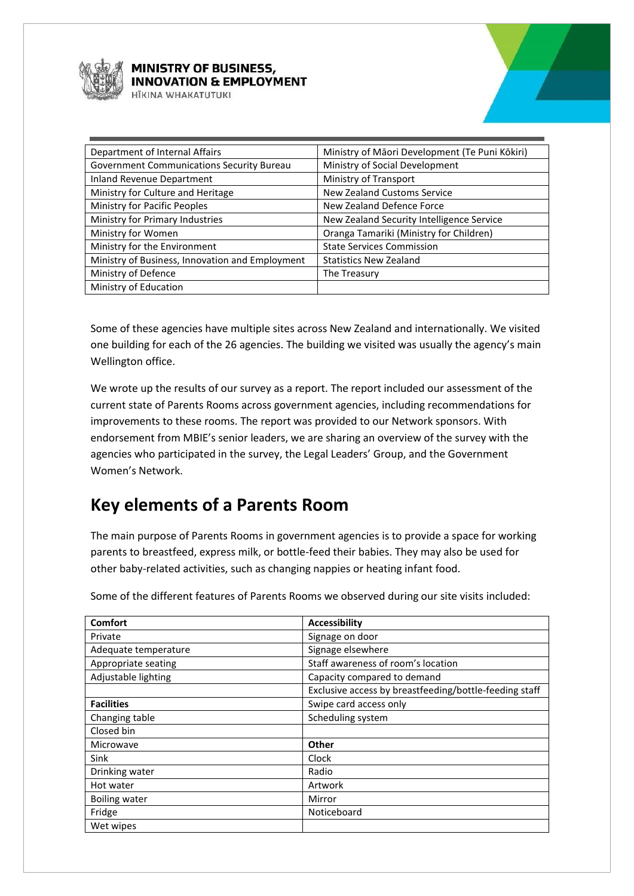| Department of Internal Affairs | Ministry of Māori Development (Te Puni Kōkiri) |
|---|---|
| Government Communications Security Bureau | Ministry of Social Development |
| Inland Revenue Department | Ministry of Transport |
| Ministry for Culture and Heritage | New Zealand Customs Service |
| Ministry for Pacific Peoples | New Zealand Defence Force |
| Ministry for Primary Industries | New Zealand Security Intelligence Service |
| Ministry for Women | Oranga Tamariki (Ministry for Children) |
| Ministry for the Environment | State Services Commission |
| Ministry of Business, Innovation and Employment | Statistics New Zealand |
| Ministry of Defence | The Treasury |
| Ministry of Education | |

Some of these agencies have multiple sites across New Zealand and internationally. We visited one building for each of the 26 agencies. The building we visited was usually the agency's main Wellington office.

We wrote up the results of our survey as a report. The report included our assessment of the current state of Parents Rooms across government agencies, including recommendations for improvements to these rooms. The report was provided to our Network sponsors. With endorsement from MBIE's senior leaders, we are sharing an overview of the survey with the agencies who participated in the survey, the Legal Leaders' Group, and the Government Women's Network.

## Key elements of a Parents Room

The main purpose of Parents Rooms in government agencies is to provide a space for working parents to breastfeed, express milk, or bottle-feed their babies. They may also be used for other baby-related activities, such as changing nappies or heating infant food.

Some of the different features of Parents Rooms we observed during our site visits included:

| **Comfort** | **Accessibility** |
|---|---|
| Private | Signage on door |
| Adequate temperature | Signage elsewhere |
| Appropriate seating | Staff awareness of room's location |
| Adjustable lighting | Capacity compared to demand |
| | Exclusive access by breastfeeding/bottle-feeding staff |
| **Facilities** | Swipe card access only |
| Changing table | Scheduling system |
| Closed bin | |
| Microwave | **Other** |
| Sink | Clock |
| Drinking water | Radio |
| Hot water | Artwork |
| Boiling water | Mirror |
| Fridge | Noticeboard |
| Wet wipes | |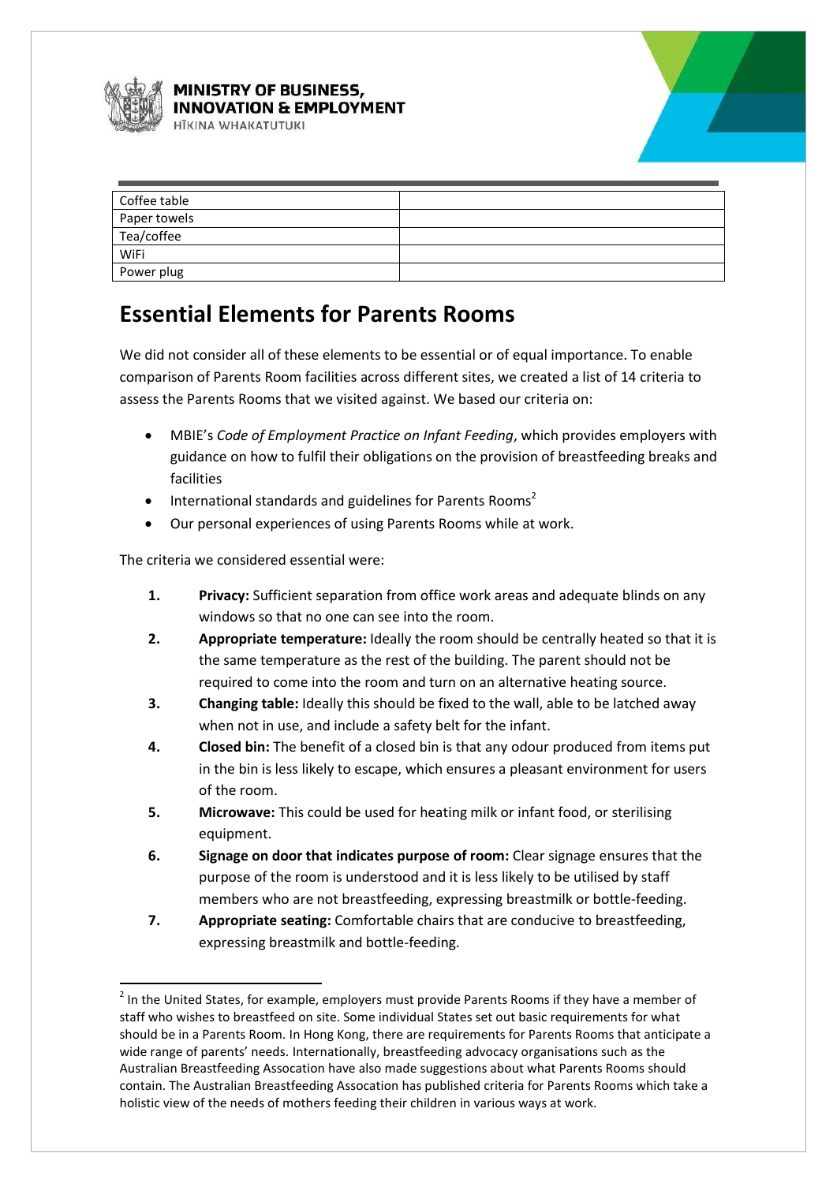| Coffee table | |
|---|---|
| Paper towels | |
| Tea/coffee | |
| WiFi | |
| Power plug | |

# Essential Elements for Parents Rooms

We did not consider all of these elements to be essential or of equal importance. To enable comparison of Parents Room facilities across different sites, we created a list of 14 criteria to assess the Parents Rooms that we visited against. We based our criteria on:

- MBIE's *Code of Employment Practice on Infant Feeding*, which provides employers with guidance on how to fulfil their obligations on the provision of breastfeeding breaks and facilities
- International standards and guidelines for Parents Rooms[2]
- Our personal experiences of using Parents Rooms while at work.

The criteria we considered essential were:

1. **Privacy:** Sufficient separation from office work areas and adequate blinds on any windows so that no one can see into the room.
2. **Appropriate temperature:** Ideally the room should be centrally heated so that it is the same temperature as the rest of the building. The parent should not be required to come into the room and turn on an alternative heating source.
3. **Changing table:** Ideally this should be fixed to the wall, able to be latched away when not in use, and include a safety belt for the infant.
4. **Closed bin:** The benefit of a closed bin is that any odour produced from items put in the bin is less likely to escape, which ensures a pleasant environment for users of the room.
5. **Microwave:** This could be used for heating milk or infant food, or sterilising equipment.
6. **Signage on door that indicates purpose of room:** Clear signage ensures that the purpose of the room is understood and it is less likely to be utilised by staff members who are not breastfeeding, expressing breastmilk or bottle-feeding.
7. **Appropriate seating:** Comfortable chairs that are conducive to breastfeeding, expressing breastmilk and bottle-feeding.

---

[2] In the United States, for example, employers must provide Parents Rooms if they have a member of staff who wishes to breastfeed on site. Some individual States set out basic requirements for what should be in a Parents Room. In Hong Kong, there are requirements for Parents Rooms that anticipate a wide range of parents' needs. Internationally, breastfeeding advocacy organisations such as the Australian Breastfeeding Assocation have also made suggestions about what Parents Rooms should contain. The Australian Breastfeeding Assocation has published criteria for Parents Rooms which take a holistic view of the needs of mothers feeding their children in various ways at work.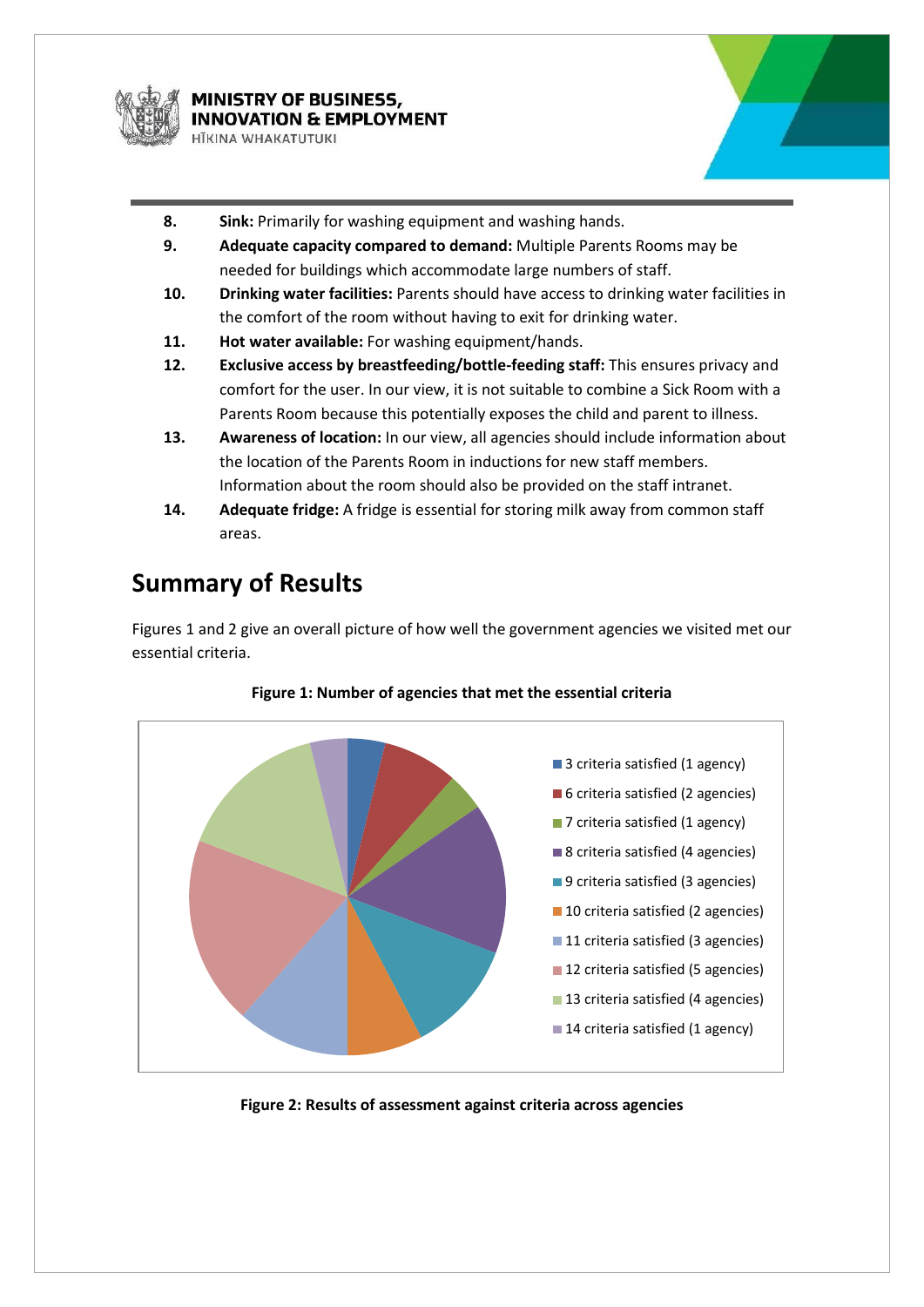8. **Sink:** Primarily for washing equipment and washing hands.
9. **Adequate capacity compared to demand:** Multiple Parents Rooms may be needed for buildings which accommodate large numbers of staff.
10. **Drinking water facilities:** Parents should have access to drinking water facilities in the comfort of the room without having to exit for drinking water.
11. **Hot water available:** For washing equipment/hands.
12. **Exclusive access by breastfeeding/bottle-feeding staff:** This ensures privacy and comfort for the user. In our view, it is not suitable to combine a Sick Room with a Parents Room because this potentially exposes the child and parent to illness.
13. **Awareness of location:** In our view, all agencies should include information about the location of the Parents Room in inductions for new staff members. Information about the room should also be provided on the staff intranet.
14. **Adequate fridge:** A fridge is essential for storing milk away from common staff areas.

## Summary of Results

Figures 1 and 2 give an overall picture of how well the government agencies we visited met our essential criteria.

**Figure 1: Number of agencies that met the essential criteria**

- 3 criteria satisfied (1 agency)
- 6 criteria satisfied (2 agencies)
- 7 criteria satisfied (1 agency)
- 8 criteria satisfied (4 agencies)
- 9 criteria satisfied (3 agencies)
- 10 criteria satisfied (2 agencies)
- 11 criteria satisfied (3 agencies)
- 12 criteria satisfied (5 agencies)
- 13 criteria satisfied (4 agencies)
- 14 criteria satisfied (1 agency)

**Figure 2: Results of assessment against criteria across agencies**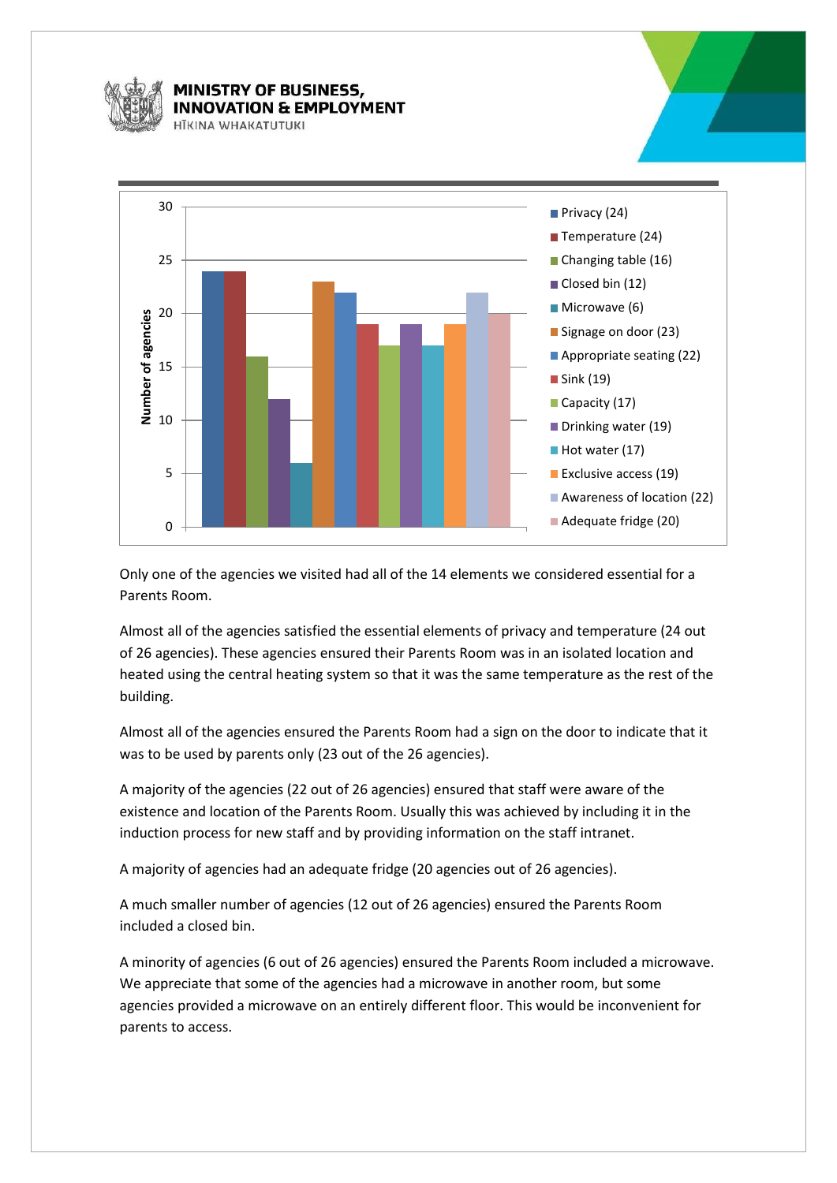| Element | Number of agencies |
| --- | --- |
| Privacy | 24 |
| Temperature | 24 |
| Changing table | 16 |
| Closed bin | 12 |
| Microwave | 6 |
| Signage on door | 23 |
| Appropriate seating | 22 |
| Sink | 19 |
| Capacity | 17 |
| Drinking water | 19 |
| Hot water | 17 |
| Exclusive access | 19 |
| Awareness of location | 22 |
| Adequate fridge | 20 |

Only one of the agencies we visited had all of the 14 elements we considered essential for a Parents Room.

Almost all of the agencies satisfied the essential elements of privacy and temperature (24 out of 26 agencies). These agencies ensured their Parents Room was in an isolated location and heated using the central heating system so that it was the same temperature as the rest of the building.

Almost all of the agencies ensured the Parents Room had a sign on the door to indicate that it was to be used by parents only (23 out of the 26 agencies).

A majority of the agencies (22 out of 26 agencies) ensured that staff were aware of the existence and location of the Parents Room. Usually this was achieved by including it in the induction process for new staff and by providing information on the staff intranet.

A majority of agencies had an adequate fridge (20 agencies out of 26 agencies).

A much smaller number of agencies (12 out of 26 agencies) ensured the Parents Room included a closed bin.

A minority of agencies (6 out of 26 agencies) ensured the Parents Room included a microwave. We appreciate that some of the agencies had a microwave in another room, but some agencies provided a microwave on an entirely different floor. This would be inconvenient for parents to access.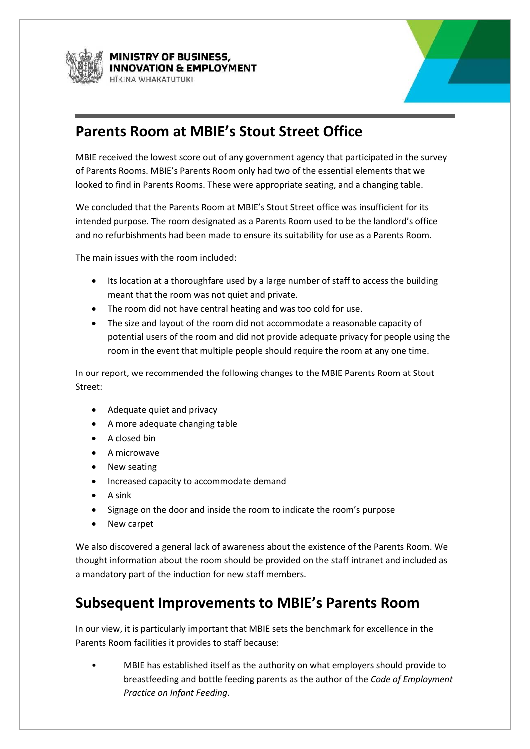## Parents Room at MBIE's Stout Street Office

MBIE received the lowest score out of any government agency that participated in the survey of Parents Rooms. MBIE's Parents Room only had two of the essential elements that we looked to find in Parents Rooms. These were appropriate seating, and a changing table.

We concluded that the Parents Room at MBIE's Stout Street office was insufficient for its intended purpose. The room designated as a Parents Room used to be the landlord's office and no refurbishments had been made to ensure its suitability for use as a Parents Room.

The main issues with the room included:

- Its location at a thoroughfare used by a large number of staff to access the building meant that the room was not quiet and private.
- The room did not have central heating and was too cold for use.
- The size and layout of the room did not accommodate a reasonable capacity of potential users of the room and did not provide adequate privacy for people using the room in the event that multiple people should require the room at any one time.

In our report, we recommended the following changes to the MBIE Parents Room at Stout Street:

- Adequate quiet and privacy
- A more adequate changing table
- A closed bin
- A microwave
- New seating
- Increased capacity to accommodate demand
- A sink
- Signage on the door and inside the room to indicate the room's purpose
- New carpet

We also discovered a general lack of awareness about the existence of the Parents Room. We thought information about the room should be provided on the staff intranet and included as a mandatory part of the induction for new staff members.

## Subsequent Improvements to MBIE's Parents Room

In our view, it is particularly important that MBIE sets the benchmark for excellence in the Parents Room facilities it provides to staff because:

- MBIE has established itself as the authority on what employers should provide to breastfeeding and bottle feeding parents as the author of the *Code of Employment Practice on Infant Feeding*.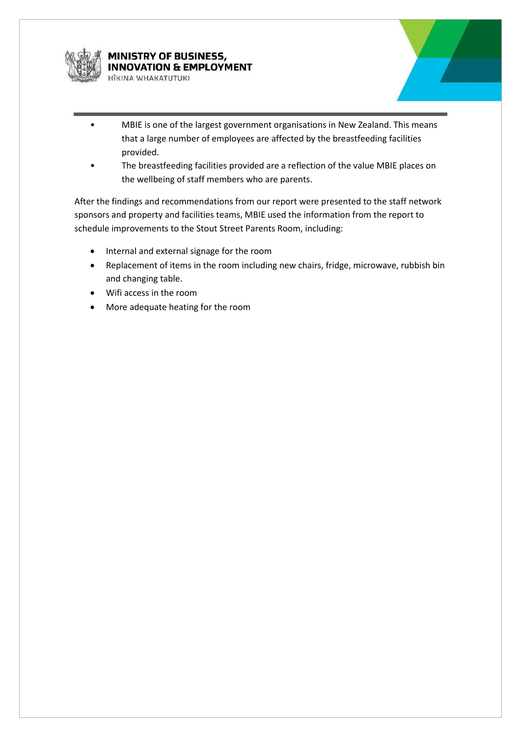- MBIE is one of the largest government organisations in New Zealand. This means that a large number of employees are affected by the breastfeeding facilities provided.
- The breastfeeding facilities provided are a reflection of the value MBIE places on the wellbeing of staff members who are parents.

After the findings and recommendations from our report were presented to the staff network sponsors and property and facilities teams, MBIE used the information from the report to schedule improvements to the Stout Street Parents Room, including:

- Internal and external signage for the room
- Replacement of items in the room including new chairs, fridge, microwave, rubbish bin and changing table.
- Wifi access in the room
- More adequate heating for the room